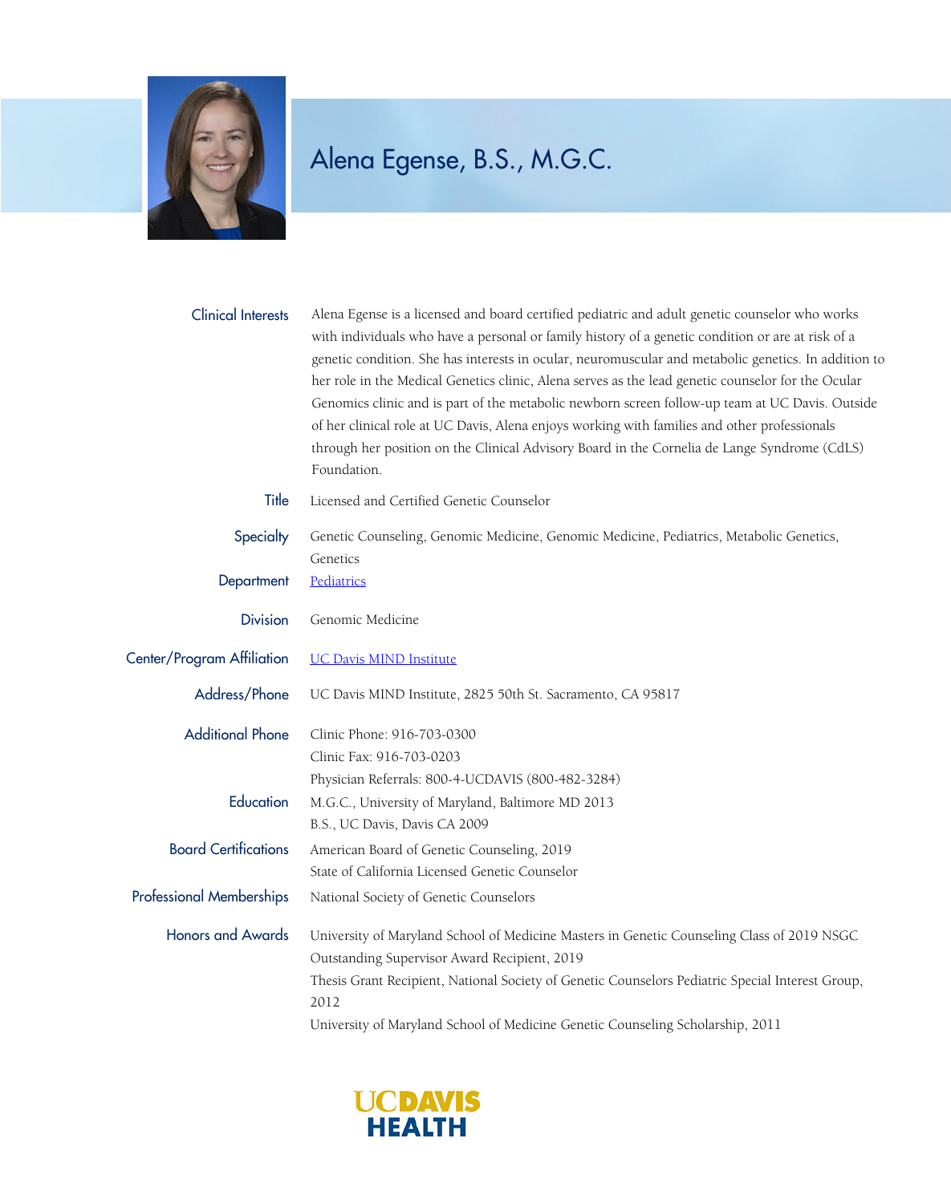# Alena Egense, B.S., M.G.C.

**Clinical Interests**

Alena Egense is a licensed and board certified pediatric and adult genetic counselor who works with individuals who have a personal or family history of a genetic condition or are at risk of a genetic condition. She has interests in ocular, neuromuscular and metabolic genetics. In addition to her role in the Medical Genetics clinic, Alena serves as the lead genetic counselor for the Ocular Genomics clinic and is part of the metabolic newborn screen follow-up team at UC Davis. Outside of her clinical role at UC Davis, Alena enjoys working with families and other professionals through her position on the Clinical Advisory Board in the Cornelia de Lange Syndrome (CdLS) Foundation.

**Title**

Licensed and Certified Genetic Counselor

**Specialty**

Genetic Counseling, Genomic Medicine, Genomic Medicine, Pediatrics, Metabolic Genetics, Genetics

**Department**

Pediatrics

**Division**

Genomic Medicine

**Center/Program Affiliation**

UC Davis MIND Institute

**Address/Phone**

UC Davis MIND Institute, 2825 50th St. Sacramento, CA 95817

**Additional Phone**

Clinic Phone: 916-703-0300
Clinic Fax: 916-703-0203
Physician Referrals: 800-4-UCDAVIS (800-482-3284)

**Education**

M.G.C., University of Maryland, Baltimore MD 2013
B.S., UC Davis, Davis CA 2009

**Board Certifications**

American Board of Genetic Counseling, 2019
State of California Licensed Genetic Counselor

**Professional Memberships**

National Society of Genetic Counselors

**Honors and Awards**

University of Maryland School of Medicine Masters in Genetic Counseling Class of 2019 NSGC Outstanding Supervisor Award Recipient, 2019
Thesis Grant Recipient, National Society of Genetic Counselors Pediatric Special Interest Group, 2012
University of Maryland School of Medicine Genetic Counseling Scholarship, 2011

UCDAVIS HEALTH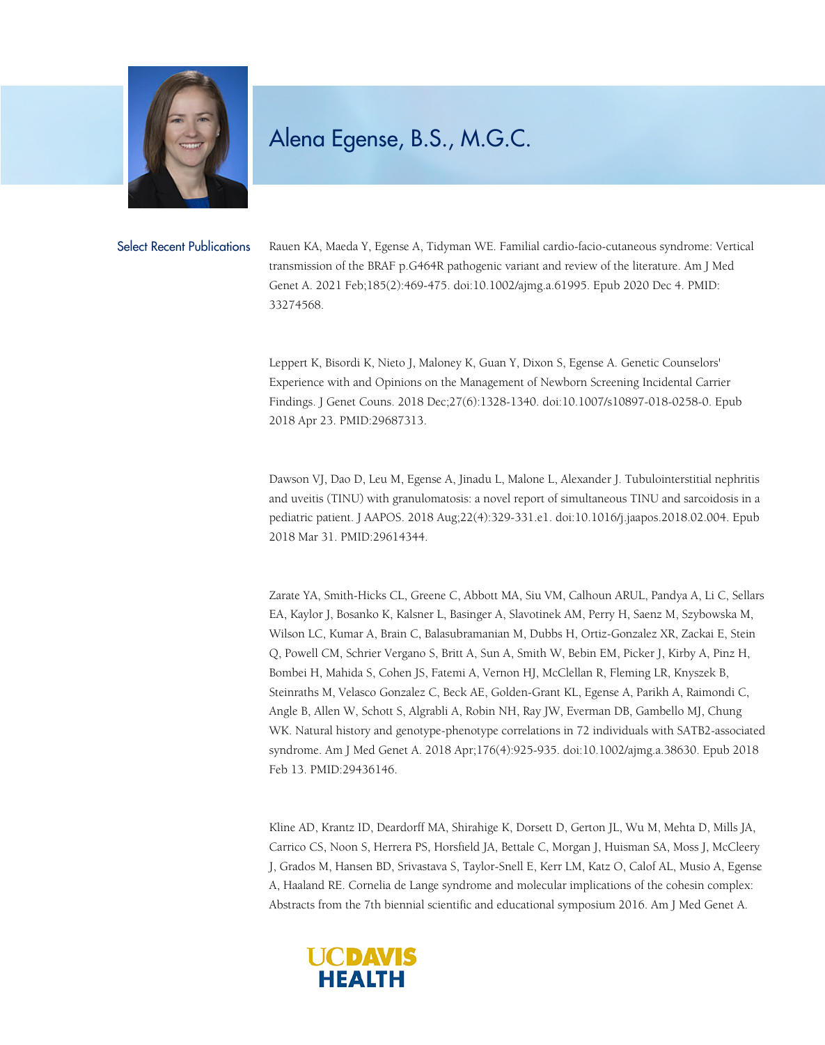# Alena Egense, B.S., M.G.C.

## Select Recent Publications

Rauen KA, Maeda Y, Egense A, Tidyman WE. Familial cardio-facio-cutaneous syndrome: Vertical transmission of the BRAF p.G464R pathogenic variant and review of the literature. Am J Med Genet A. 2021 Feb;185(2):469-475. doi:10.1002/ajmg.a.61995. Epub 2020 Dec 4. PMID: 33274568.

Leppert K, Bisordi K, Nieto J, Maloney K, Guan Y, Dixon S, Egense A. Genetic Counselors' Experience with and Opinions on the Management of Newborn Screening Incidental Carrier Findings. J Genet Couns. 2018 Dec;27(6):1328-1340. doi:10.1007/s10897-018-0258-0. Epub 2018 Apr 23. PMID:29687313.

Dawson VJ, Dao D, Leu M, Egense A, Jinadu L, Malone L, Alexander J. Tubulointerstitial nephritis and uveitis (TINU) with granulomatosis: a novel report of simultaneous TINU and sarcoidosis in a pediatric patient. J AAPOS. 2018 Aug;22(4):329-331.e1. doi:10.1016/j.jaapos.2018.02.004. Epub 2018 Mar 31. PMID:29614344.

Zarate YA, Smith-Hicks CL, Greene C, Abbott MA, Siu VM, Calhoun ARUL, Pandya A, Li C, Sellars EA, Kaylor J, Bosanko K, Kalsner L, Basinger A, Slavotinek AM, Perry H, Saenz M, Szybowska M, Wilson LC, Kumar A, Brain C, Balasubramanian M, Dubbs H, Ortiz-Gonzalez XR, Zackai E, Stein Q, Powell CM, Schrier Vergano S, Britt A, Sun A, Smith W, Bebin EM, Picker J, Kirby A, Pinz H, Bombei H, Mahida S, Cohen JS, Fatemi A, Vernon HJ, McClellan R, Fleming LR, Knyszek B, Steinraths M, Velasco Gonzalez C, Beck AE, Golden-Grant KL, Egense A, Parikh A, Raimondi C, Angle B, Allen W, Schott S, Algrabli A, Robin NH, Ray JW, Everman DB, Gambello MJ, Chung WK. Natural history and genotype-phenotype correlations in 72 individuals with SATB2-associated syndrome. Am J Med Genet A. 2018 Apr;176(4):925-935. doi:10.1002/ajmg.a.38630. Epub 2018 Feb 13. PMID:29436146.

Kline AD, Krantz ID, Deardorff MA, Shirahige K, Dorsett D, Gerton JL, Wu M, Mehta D, Mills JA, Carrico CS, Noon S, Herrera PS, Horsfield JA, Bettale C, Morgan J, Huisman SA, Moss J, McCleery J, Grados M, Hansen BD, Srivastava S, Taylor-Snell E, Kerr LM, Katz O, Calof AL, Musio A, Egense A, Haaland RE. Cornelia de Lange syndrome and molecular implications of the cohesin complex: Abstracts from the 7th biennial scientific and educational symposium 2016. Am J Med Genet A.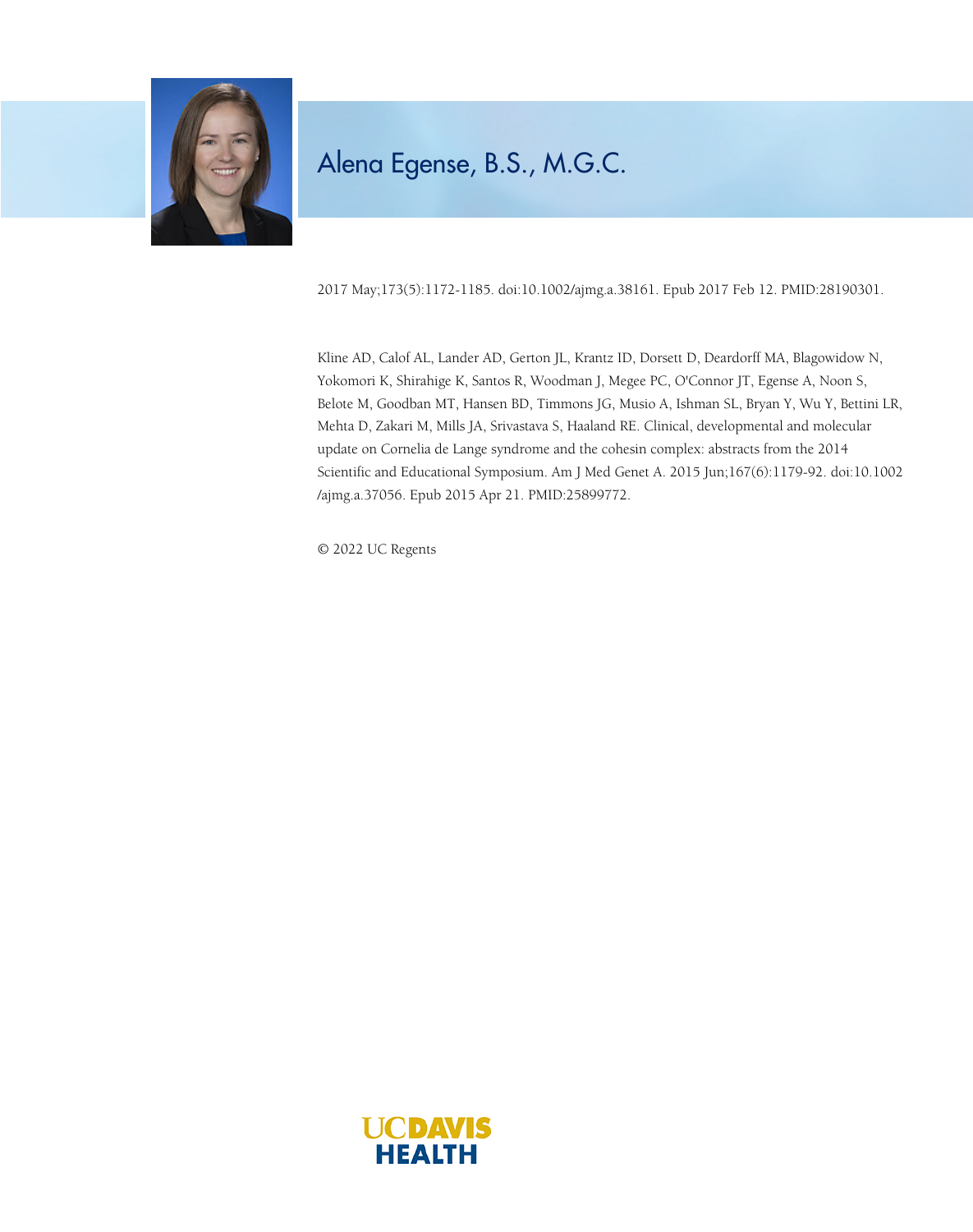# Alena Egense, B.S., M.G.C.

2017 May;173(5):1172-1185. doi:10.1002/ajmg.a.38161. Epub 2017 Feb 12. PMID:28190301.

Kline AD, Calof AL, Lander AD, Gerton JL, Krantz ID, Dorsett D, Deardorff MA, Blagowidow N, Yokomori K, Shirahige K, Santos R, Woodman J, Megee PC, O'Connor JT, Egense A, Noon S, Belote M, Goodban MT, Hansen BD, Timmons JG, Musio A, Ishman SL, Bryan Y, Wu Y, Bettini LR, Mehta D, Zakari M, Mills JA, Srivastava S, Haaland RE. Clinical, developmental and molecular update on Cornelia de Lange syndrome and the cohesin complex: abstracts from the 2014 Scientific and Educational Symposium. Am J Med Genet A. 2015 Jun;167(6):1179-92. doi:10.1002/ajmg.a.37056. Epub 2015 Apr 21. PMID:25899772.

© 2022 UC Regents

UC DAVIS HEALTH